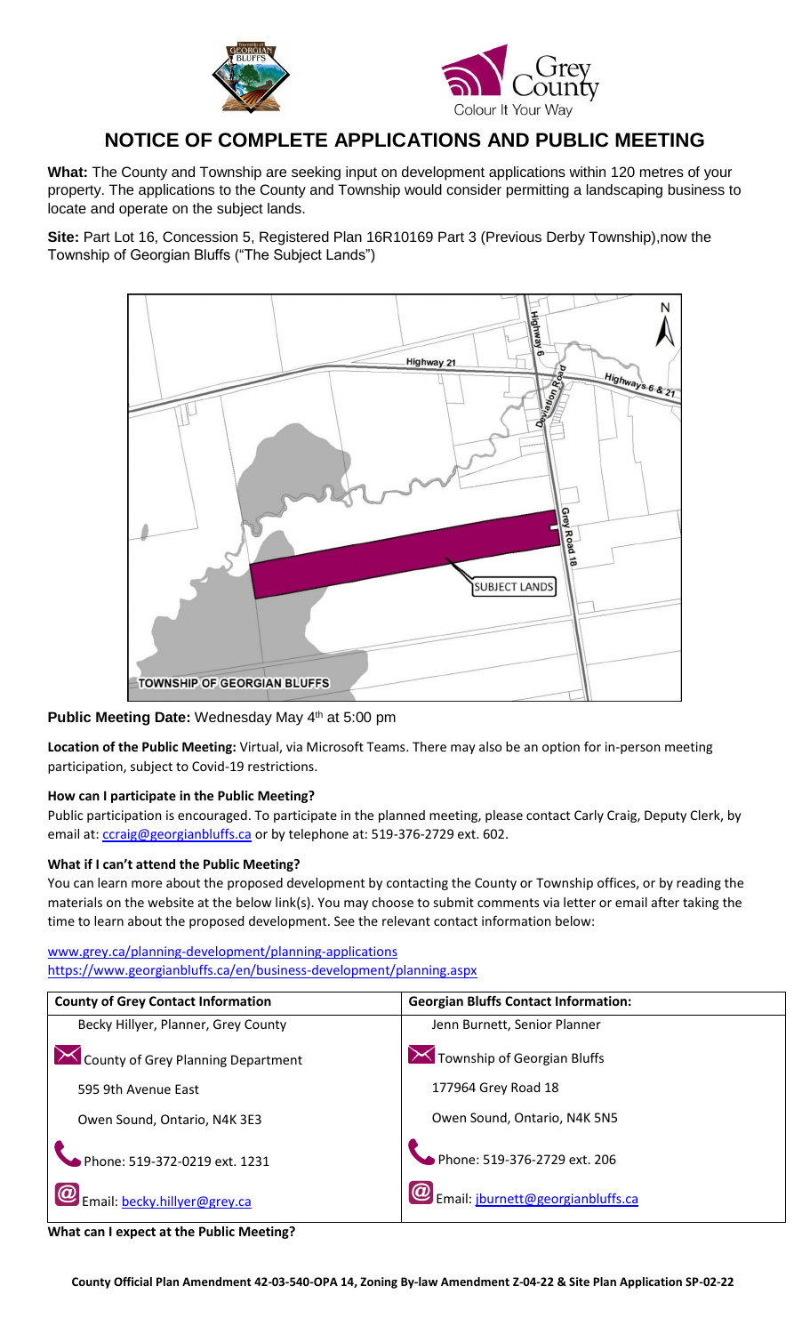# NOTICE OF COMPLETE APPLICATIONS AND PUBLIC MEETING

**What:** The County and Township are seeking input on development applications within 120 metres of your property. The applications to the County and Township would consider permitting a landscaping business to locate and operate on the subject lands.

**Site:** Part Lot 16, Concession 5, Registered Plan 16R10169 Part 3 (Previous Derby Township),now the Township of Georgian Bluffs ("The Subject Lands")

**Public Meeting Date:** Wednesday May 4th at 5:00 pm

**Location of the Public Meeting:** Virtual, via Microsoft Teams. There may also be an option for in-person meeting participation, subject to Covid-19 restrictions.

### How can I participate in the Public Meeting?

Public participation is encouraged. To participate in the planned meeting, please contact Carly Craig, Deputy Clerk, by email at: ccraig@georgianbluffs.ca or by telephone at: 519-376-2729 ext. 602.

### What if I can't attend the Public Meeting?

You can learn more about the proposed development by contacting the County or Township offices, or by reading the materials on the website at the below link(s). You may choose to submit comments via letter or email after taking the time to learn about the proposed development. See the relevant contact information below:

www.grey.ca/planning-development/planning-applications
https://www.georgianbluffs.ca/en/business-development/planning.aspx

| County of Grey Contact Information | Georgian Bluffs Contact Information: |
|---|---|
| Becky Hillyer, Planner, Grey County | Jenn Burnett, Senior Planner |
| County of Grey Planning Department | Township of Georgian Bluffs |
| 595 9th Avenue East | 177964 Grey Road 18 |
| Owen Sound, Ontario, N4K 3E3 | Owen Sound, Ontario, N4K 5N5 |
| Phone: 519-372-0219 ext. 1231 | Phone: 519-376-2729 ext. 206 |
| Email: becky.hillyer@grey.ca | Email: jburnett@georgianbluffs.ca |

### What can I expect at the Public Meeting?

**County Official Plan Amendment 42-03-540-OPA 14, Zoning By-law Amendment Z-04-22 & Site Plan Application SP-02-22**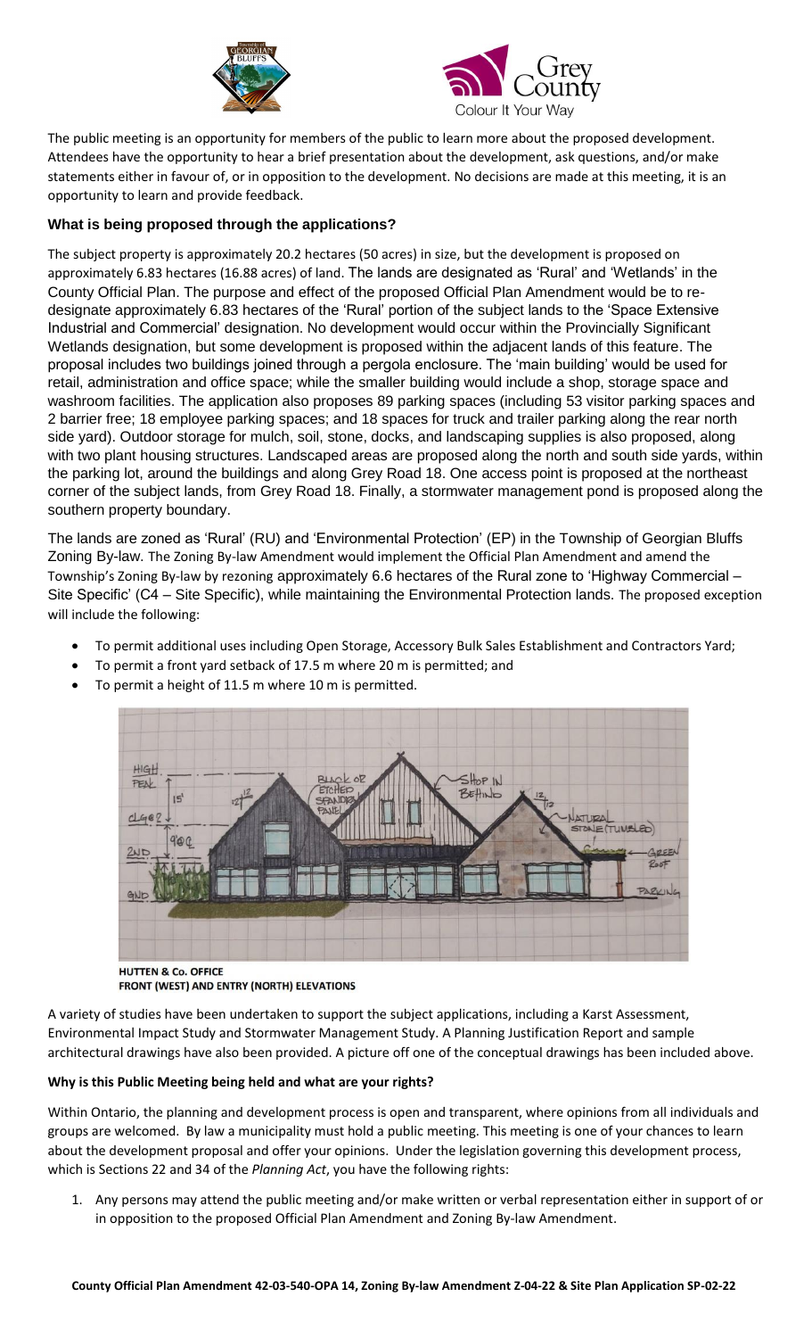The public meeting is an opportunity for members of the public to learn more about the proposed development. Attendees have the opportunity to hear a brief presentation about the development, ask questions, and/or make statements either in favour of, or in opposition to the development. No decisions are made at this meeting, it is an opportunity to learn and provide feedback.

### What is being proposed through the applications?

The subject property is approximately 20.2 hectares (50 acres) in size, but the development is proposed on approximately 6.83 hectares (16.88 acres) of land. The lands are designated as 'Rural' and 'Wetlands' in the County Official Plan. The purpose and effect of the proposed Official Plan Amendment would be to re-designate approximately 6.83 hectares of the 'Rural' portion of the subject lands to the 'Space Extensive Industrial and Commercial' designation. No development would occur within the Provincially Significant Wetlands designation, but some development is proposed within the adjacent lands of this feature. The proposal includes two buildings joined through a pergola enclosure. The 'main building' would be used for retail, administration and office space; while the smaller building would include a shop, storage space and washroom facilities. The application also proposes 89 parking spaces (including 53 visitor parking spaces and 2 barrier free; 18 employee parking spaces; and 18 spaces for truck and trailer parking along the rear north side yard). Outdoor storage for mulch, soil, stone, docks, and landscaping supplies is also proposed, along with two plant housing structures. Landscaped areas are proposed along the north and south side yards, within the parking lot, around the buildings and along Grey Road 18. One access point is proposed at the northeast corner of the subject lands, from Grey Road 18. Finally, a stormwater management pond is proposed along the southern property boundary.

The lands are zoned as 'Rural' (RU) and 'Environmental Protection' (EP) in the Township of Georgian Bluffs Zoning By-law. The Zoning By-law Amendment would implement the Official Plan Amendment and amend the Township's Zoning By-law by rezoning approximately 6.6 hectares of the Rural zone to 'Highway Commercial – Site Specific' (C4 – Site Specific), while maintaining the Environmental Protection lands. The proposed exception will include the following:

- To permit additional uses including Open Storage, Accessory Bulk Sales Establishment and Contractors Yard;
- To permit a front yard setback of 17.5 m where 20 m is permitted; and
- To permit a height of 11.5 m where 10 m is permitted.

**HUTTEN & Co. OFFICE**
**FRONT (WEST) AND ENTRY (NORTH) ELEVATIONS**

A variety of studies have been undertaken to support the subject applications, including a Karst Assessment, Environmental Impact Study and Stormwater Management Study. A Planning Justification Report and sample architectural drawings have also been provided. A picture off one of the conceptual drawings has been included above.

### Why is this Public Meeting being held and what are your rights?

Within Ontario, the planning and development process is open and transparent, where opinions from all individuals and groups are welcomed. By law a municipality must hold a public meeting. This meeting is one of your chances to learn about the development proposal and offer your opinions. Under the legislation governing this development process, which is Sections 22 and 34 of the *Planning Act*, you have the following rights:

1. Any persons may attend the public meeting and/or make written or verbal representation either in support of or in opposition to the proposed Official Plan Amendment and Zoning By-law Amendment.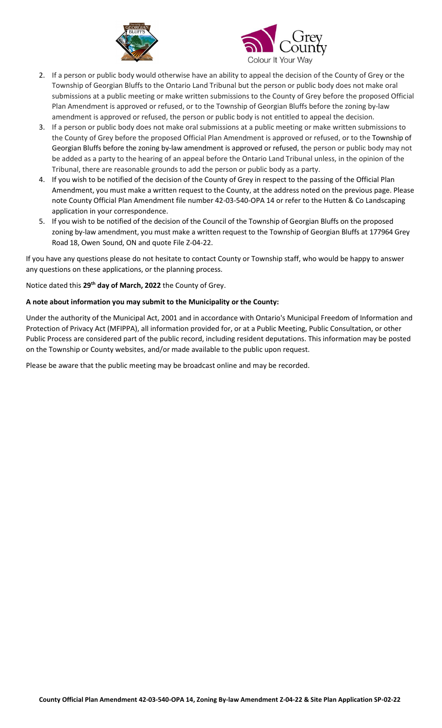2. If a person or public body would otherwise have an ability to appeal the decision of the County of Grey or the Township of Georgian Bluffs to the Ontario Land Tribunal but the person or public body does not make oral submissions at a public meeting or make written submissions to the County of Grey before the proposed Official Plan Amendment is approved or refused, or to the Township of Georgian Bluffs before the zoning by-law amendment is approved or refused, the person or public body is not entitled to appeal the decision.
3. If a person or public body does not make oral submissions at a public meeting or make written submissions to the County of Grey before the proposed Official Plan Amendment is approved or refused, or to the Township of Georgian Bluffs before the zoning by-law amendment is approved or refused, the person or public body may not be added as a party to the hearing of an appeal before the Ontario Land Tribunal unless, in the opinion of the Tribunal, there are reasonable grounds to add the person or public body as a party.
4. If you wish to be notified of the decision of the County of Grey in respect to the passing of the Official Plan Amendment, you must make a written request to the County, at the address noted on the previous page. Please note County Official Plan Amendment file number 42-03-540-OPA 14 or refer to the Hutten & Co Landscaping application in your correspondence.
5. If you wish to be notified of the decision of the Council of the Township of Georgian Bluffs on the proposed zoning by-law amendment, you must make a written request to the Township of Georgian Bluffs at 177964 Grey Road 18, Owen Sound, ON and quote File Z-04-22.

If you have any questions please do not hesitate to contact County or Township staff, who would be happy to answer any questions on these applications, or the planning process.

Notice dated this **29th day of March, 2022** the County of Grey.

**A note about information you may submit to the Municipality or the County:**

Under the authority of the Municipal Act, 2001 and in accordance with Ontario's Municipal Freedom of Information and Protection of Privacy Act (MFIPPA), all information provided for, or at a Public Meeting, Public Consultation, or other Public Process are considered part of the public record, including resident deputations. This information may be posted on the Township or County websites, and/or made available to the public upon request.

Please be aware that the public meeting may be broadcast online and may be recorded.